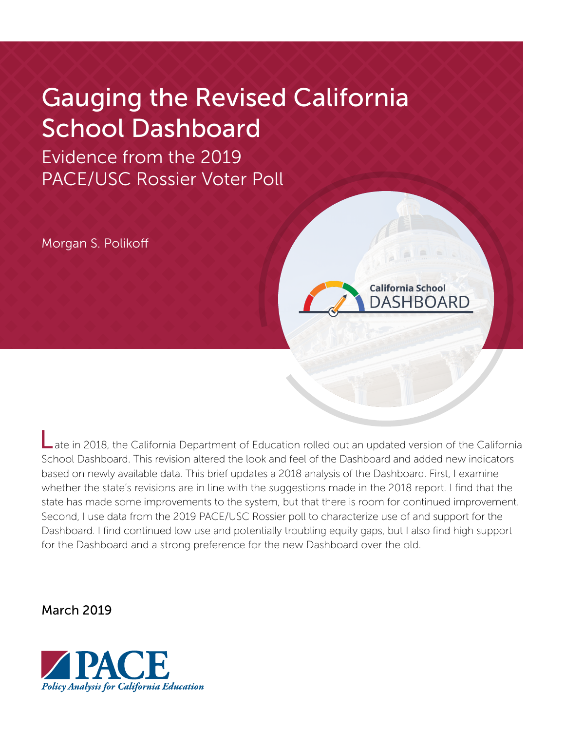# Gauging the Revised California School Dashboard

## Evidence from the 2019 PACE/USC Rossier Voter Poll

Morgan S. Polikoff

California School DASHBOARD

Late in 2018, the California Department of Education rolled out an updated version of the California School Dashboard. This revision altered the look and feel of the Dashboard and added new indicators based on newly available data. This brief updates a 2018 analysis of the Dashboard. First, I examine whether the state's revisions are in line with the suggestions made in the 2018 report. I find that the state has made some improvements to the system, but that there is room for continued improvement. Second, I use data from the 2019 PACE/USC Rossier poll to characterize use of and support for the Dashboard. I find continued low use and potentially troubling equity gaps, but I also find high support for the Dashboard and a strong preference for the new Dashboard over the old.

March 2019

PACE
*Policy Analysis for California Education*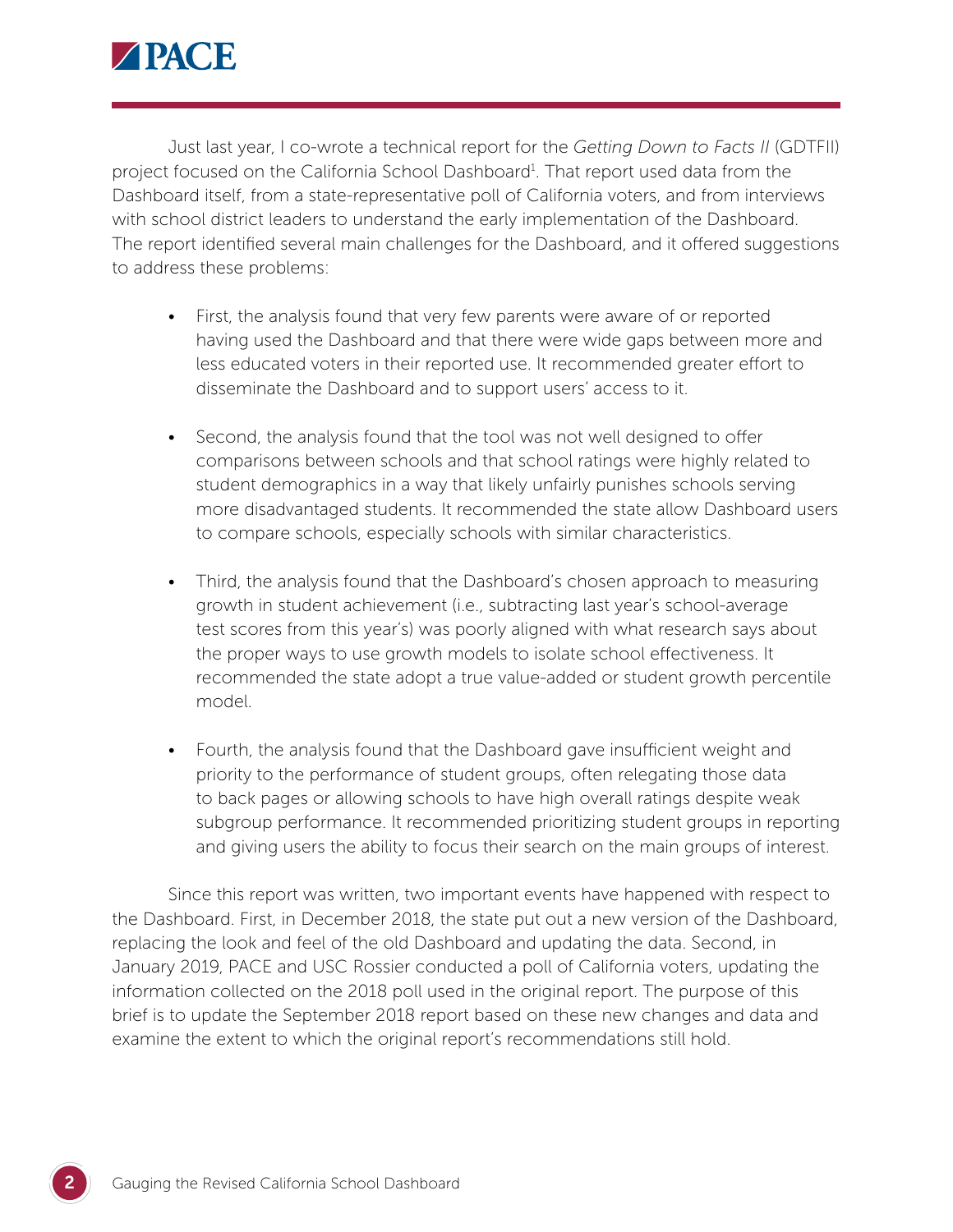Just last year, I co-wrote a technical report for the *Getting Down to Facts II* (GDTFII) project focused on the California School Dashboard[1]. That report used data from the Dashboard itself, from a state-representative poll of California voters, and from interviews with school district leaders to understand the early implementation of the Dashboard. The report identified several main challenges for the Dashboard, and it offered suggestions to address these problems:

- First, the analysis found that very few parents were aware of or reported having used the Dashboard and that there were wide gaps between more and less educated voters in their reported use. It recommended greater effort to disseminate the Dashboard and to support users' access to it.

- Second, the analysis found that the tool was not well designed to offer comparisons between schools and that school ratings were highly related to student demographics in a way that likely unfairly punishes schools serving more disadvantaged students. It recommended the state allow Dashboard users to compare schools, especially schools with similar characteristics.

- Third, the analysis found that the Dashboard's chosen approach to measuring growth in student achievement (i.e., subtracting last year's school-average test scores from this year's) was poorly aligned with what research says about the proper ways to use growth models to isolate school effectiveness. It recommended the state adopt a true value-added or student growth percentile model.

- Fourth, the analysis found that the Dashboard gave insufficient weight and priority to the performance of student groups, often relegating those data to back pages or allowing schools to have high overall ratings despite weak subgroup performance. It recommended prioritizing student groups in reporting and giving users the ability to focus their search on the main groups of interest.

Since this report was written, two important events have happened with respect to the Dashboard. First, in December 2018, the state put out a new version of the Dashboard, replacing the look and feel of the old Dashboard and updating the data. Second, in January 2019, PACE and USC Rossier conducted a poll of California voters, updating the information collected on the 2018 poll used in the original report. The purpose of this brief is to update the September 2018 report based on these new changes and data and examine the extent to which the original report's recommendations still hold.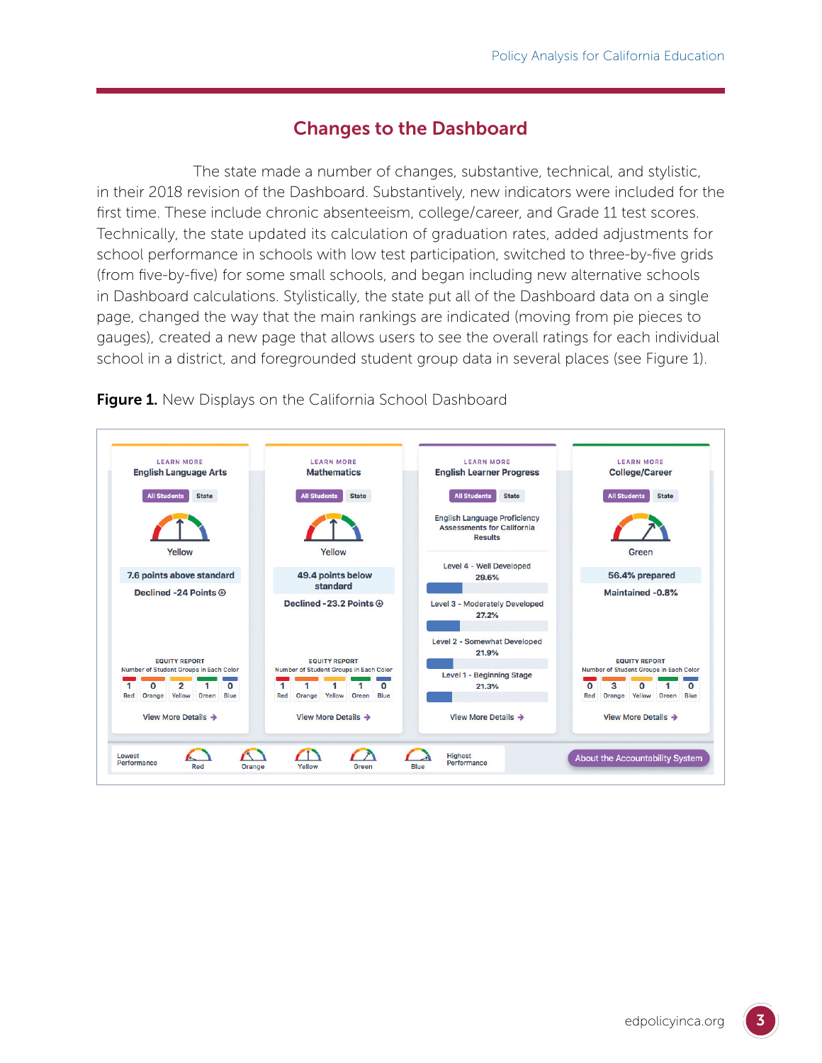## Changes to the Dashboard

The state made a number of changes, substantive, technical, and stylistic, in their 2018 revision of the Dashboard. Substantively, new indicators were included for the first time. These include chronic absenteeism, college/career, and Grade 11 test scores. Technically, the state updated its calculation of graduation rates, added adjustments for school performance in schools with low test participation, switched to three-by-five grids (from five-by-five) for some small schools, and began including new alternative schools in Dashboard calculations. Stylistically, the state put all of the Dashboard data on a single page, changed the way that the main rankings are indicated (moving from pie pieces to gauges), created a new page that allows users to see the overall ratings for each individual school in a district, and foregrounded student group data in several places (see Figure 1).

**Figure 1.** New Displays on the California School Dashboard

| LEARN MORE English Language Arts | LEARN MORE Mathematics | LEARN MORE English Learner Progress | LEARN MORE College/Career |
|---|---|---|---|
| All Students / State | All Students / State | All Students / State | All Students / State |
| Yellow | Yellow | English Language Proficiency Assessments for California Results | Green |
| 7.6 points above standard | 49.4 points below standard | Level 4 - Well Developed 29.6% | 56.4% prepared |
| Declined -24 Points | Declined -23.2 Points | Level 3 - Moderately Developed 27.2% | Maintained -0.8% |
| | | Level 2 - Somewhat Developed 21.9% | |
| | | Level 1 - Beginning Stage 21.3% | |
| EQUITY REPORT Number of Student Groups in Each Color: 1 Red, 0 Orange, 2 Yellow, 1 Green, 0 Blue | EQUITY REPORT Number of Student Groups in Each Color: 1 Red, 1 Orange, 1 Yellow, 1 Green, 0 Blue | | EQUITY REPORT Number of Student Groups in Each Color: 0 Red, 3 Orange, 0 Yellow, 1 Green, 0 Blue |
| View More Details | View More Details | View More Details | View More Details |

Lowest Performance — Red — Orange — Yellow — Green — Blue — Highest Performance

About the Accountability System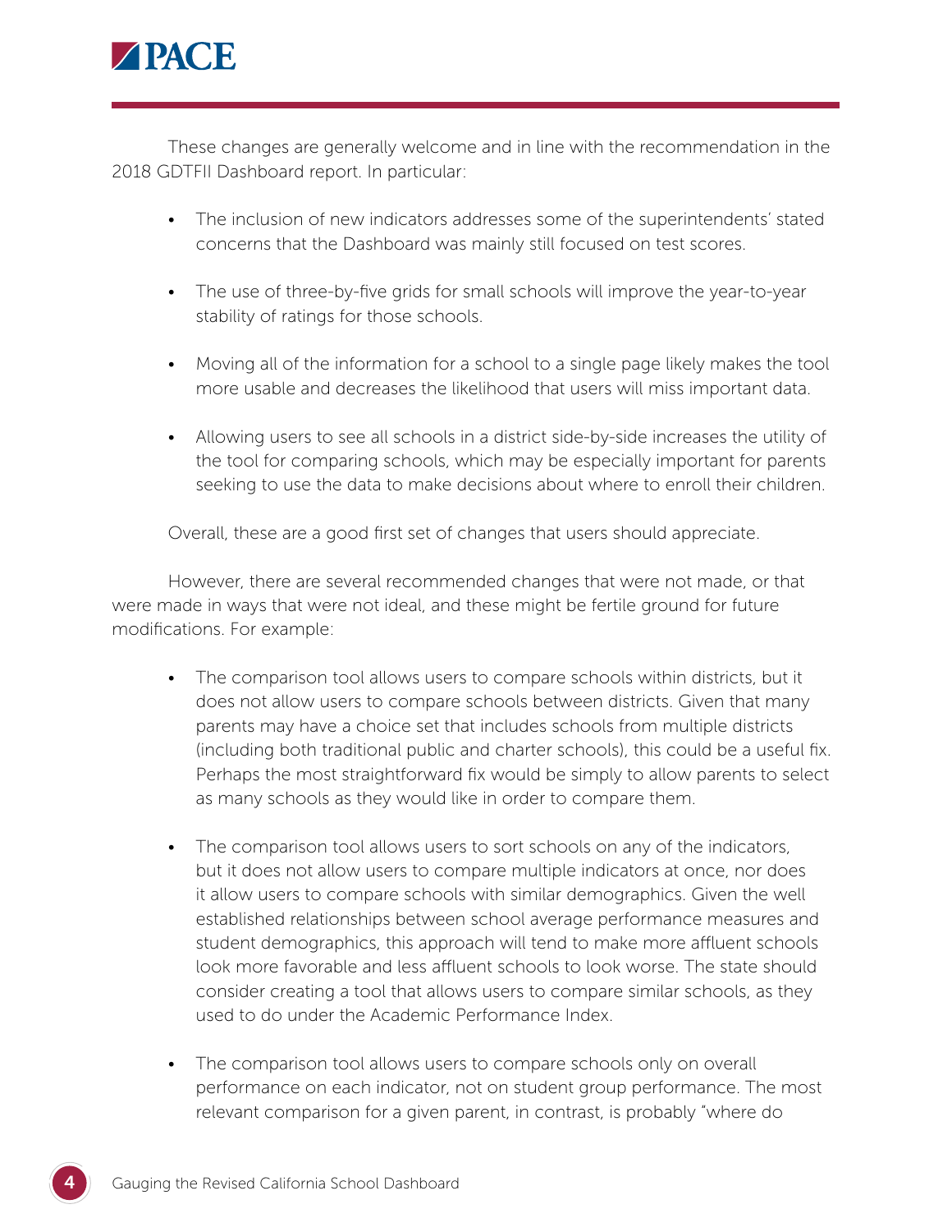These changes are generally welcome and in line with the recommendation in the 2018 GDTFII Dashboard report. In particular:

- The inclusion of new indicators addresses some of the superintendents' stated concerns that the Dashboard was mainly still focused on test scores.
- The use of three-by-five grids for small schools will improve the year-to-year stability of ratings for those schools.
- Moving all of the information for a school to a single page likely makes the tool more usable and decreases the likelihood that users will miss important data.
- Allowing users to see all schools in a district side-by-side increases the utility of the tool for comparing schools, which may be especially important for parents seeking to use the data to make decisions about where to enroll their children.

Overall, these are a good first set of changes that users should appreciate.

However, there are several recommended changes that were not made, or that were made in ways that were not ideal, and these might be fertile ground for future modifications. For example:

- The comparison tool allows users to compare schools within districts, but it does not allow users to compare schools between districts. Given that many parents may have a choice set that includes schools from multiple districts (including both traditional public and charter schools), this could be a useful fix. Perhaps the most straightforward fix would be simply to allow parents to select as many schools as they would like in order to compare them.
- The comparison tool allows users to sort schools on any of the indicators, but it does not allow users to compare multiple indicators at once, nor does it allow users to compare schools with similar demographics. Given the well established relationships between school average performance measures and student demographics, this approach will tend to make more affluent schools look more favorable and less affluent schools to look worse. The state should consider creating a tool that allows users to compare similar schools, as they used to do under the Academic Performance Index.
- The comparison tool allows users to compare schools only on overall performance on each indicator, not on student group performance. The most relevant comparison for a given parent, in contrast, is probably "where do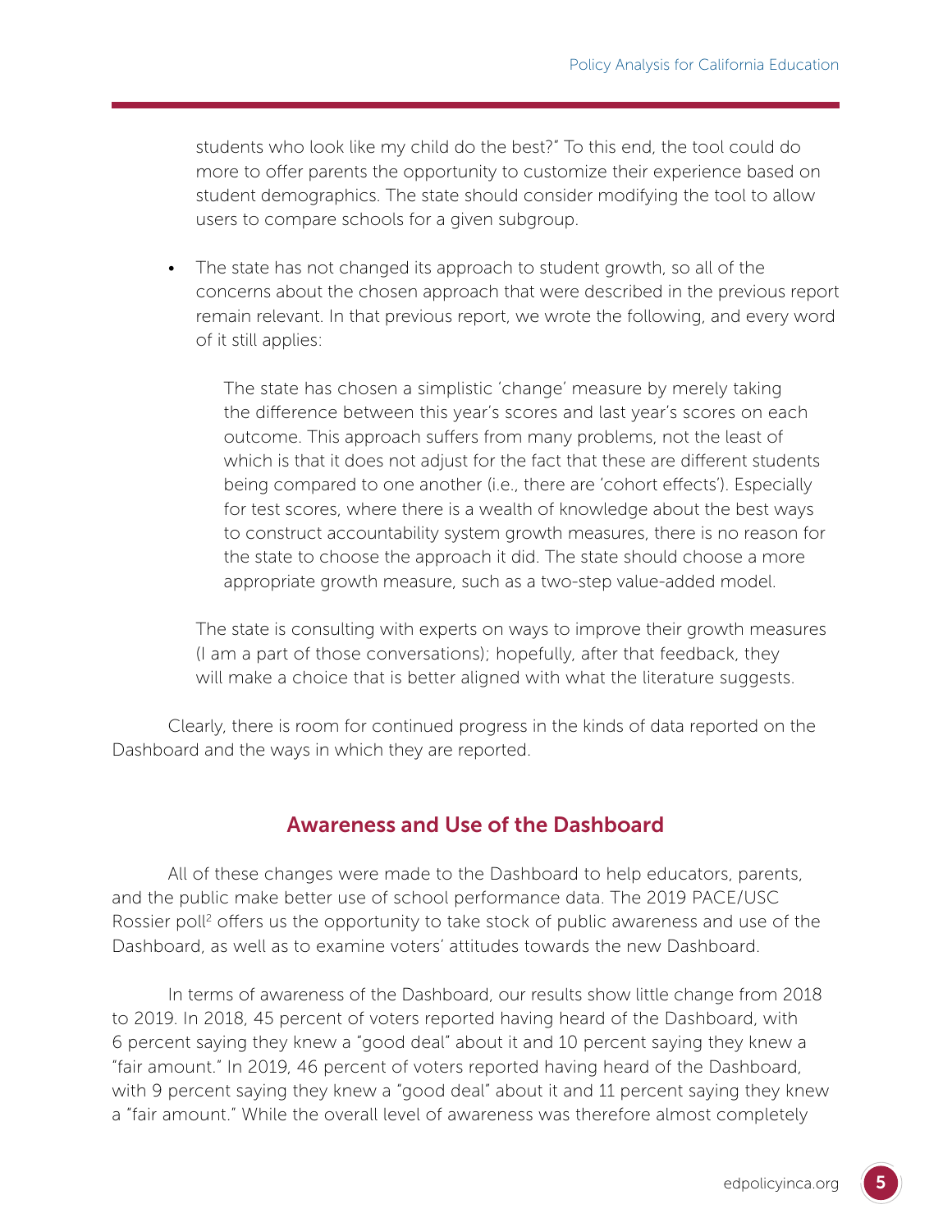students who look like my child do the best?" To this end, the tool could do more to offer parents the opportunity to customize their experience based on student demographics. The state should consider modifying the tool to allow users to compare schools for a given subgroup.

- The state has not changed its approach to student growth, so all of the concerns about the chosen approach that were described in the previous report remain relevant. In that previous report, we wrote the following, and every word of it still applies:

  > The state has chosen a simplistic 'change' measure by merely taking the difference between this year's scores and last year's scores on each outcome. This approach suffers from many problems, not the least of which is that it does not adjust for the fact that these are different students being compared to one another (i.e., there are 'cohort effects'). Especially for test scores, where there is a wealth of knowledge about the best ways to construct accountability system growth measures, there is no reason for the state to choose the approach it did. The state should choose a more appropriate growth measure, such as a two-step value-added model.

  The state is consulting with experts on ways to improve their growth measures (I am a part of those conversations); hopefully, after that feedback, they will make a choice that is better aligned with what the literature suggests.

Clearly, there is room for continued progress in the kinds of data reported on the Dashboard and the ways in which they are reported.

## Awareness and Use of the Dashboard

All of these changes were made to the Dashboard to help educators, parents, and the public make better use of school performance data. The 2019 PACE/USC Rossier poll[2] offers us the opportunity to take stock of public awareness and use of the Dashboard, as well as to examine voters' attitudes towards the new Dashboard.

In terms of awareness of the Dashboard, our results show little change from 2018 to 2019. In 2018, 45 percent of voters reported having heard of the Dashboard, with 6 percent saying they knew a "good deal" about it and 10 percent saying they knew a "fair amount." In 2019, 46 percent of voters reported having heard of the Dashboard, with 9 percent saying they knew a "good deal" about it and 11 percent saying they knew a "fair amount." While the overall level of awareness was therefore almost completely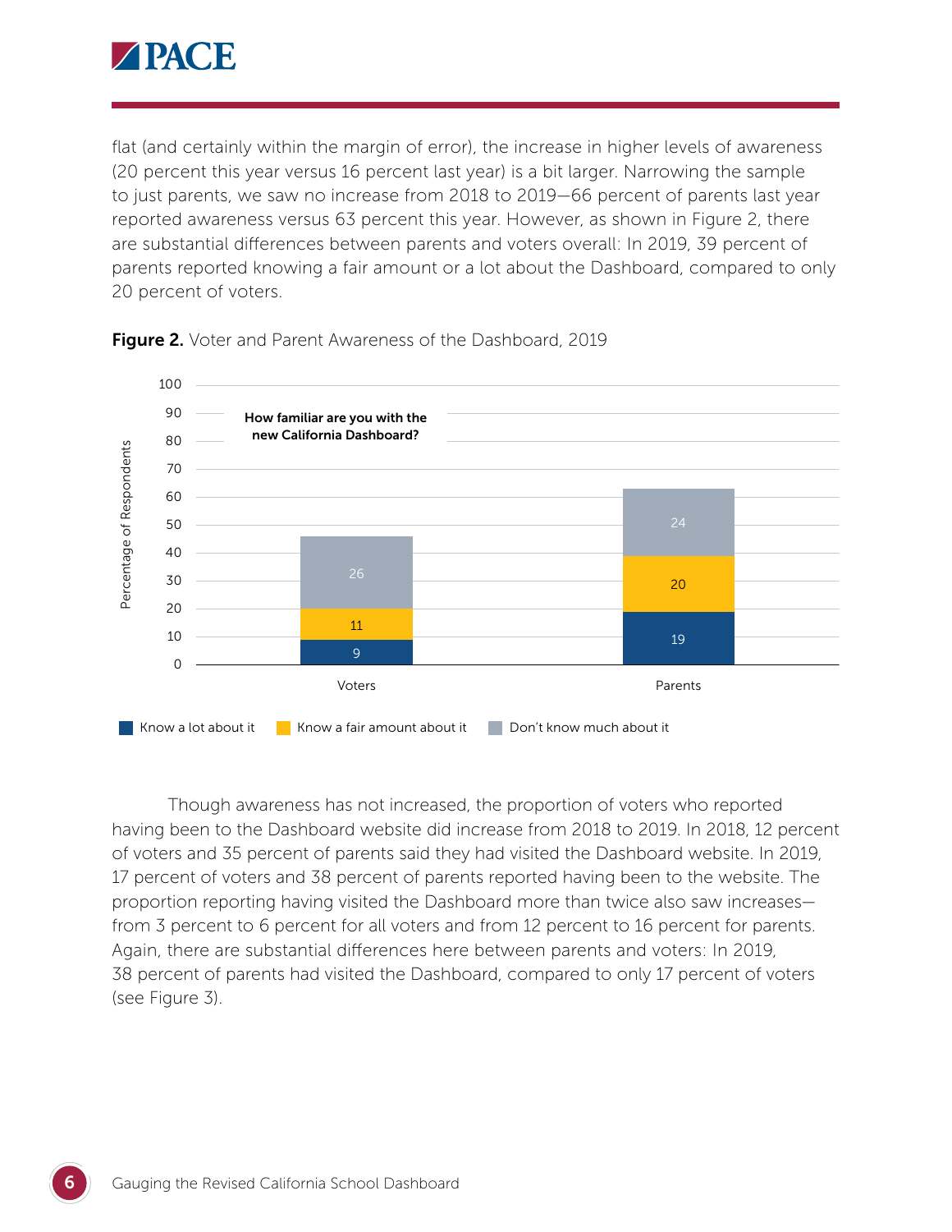flat (and certainly within the margin of error), the increase in higher levels of awareness (20 percent this year versus 16 percent last year) is a bit larger. Narrowing the sample to just parents, we saw no increase from 2018 to 2019—66 percent of parents last year reported awareness versus 63 percent this year. However, as shown in Figure 2, there are substantial differences between parents and voters overall: In 2019, 39 percent of parents reported knowing a fair amount or a lot about the Dashboard, compared to only 20 percent of voters.

**Figure 2.** Voter and Parent Awareness of the Dashboard, 2019

How familiar are you with the new California Dashboard?

| | Know a lot about it | Know a fair amount about it | Don't know much about it |
|---|---|---|---|
| Voters | 9 | 11 | 26 |
| Parents | 19 | 20 | 24 |

Though awareness has not increased, the proportion of voters who reported having been to the Dashboard website did increase from 2018 to 2019. In 2018, 12 percent of voters and 35 percent of parents said they had visited the Dashboard website. In 2019, 17 percent of voters and 38 percent of parents reported having been to the website. The proportion reporting having visited the Dashboard more than twice also saw increases—from 3 percent to 6 percent for all voters and from 12 percent to 16 percent for parents. Again, there are substantial differences here between parents and voters: In 2019, 38 percent of parents had visited the Dashboard, compared to only 17 percent of voters (see Figure 3).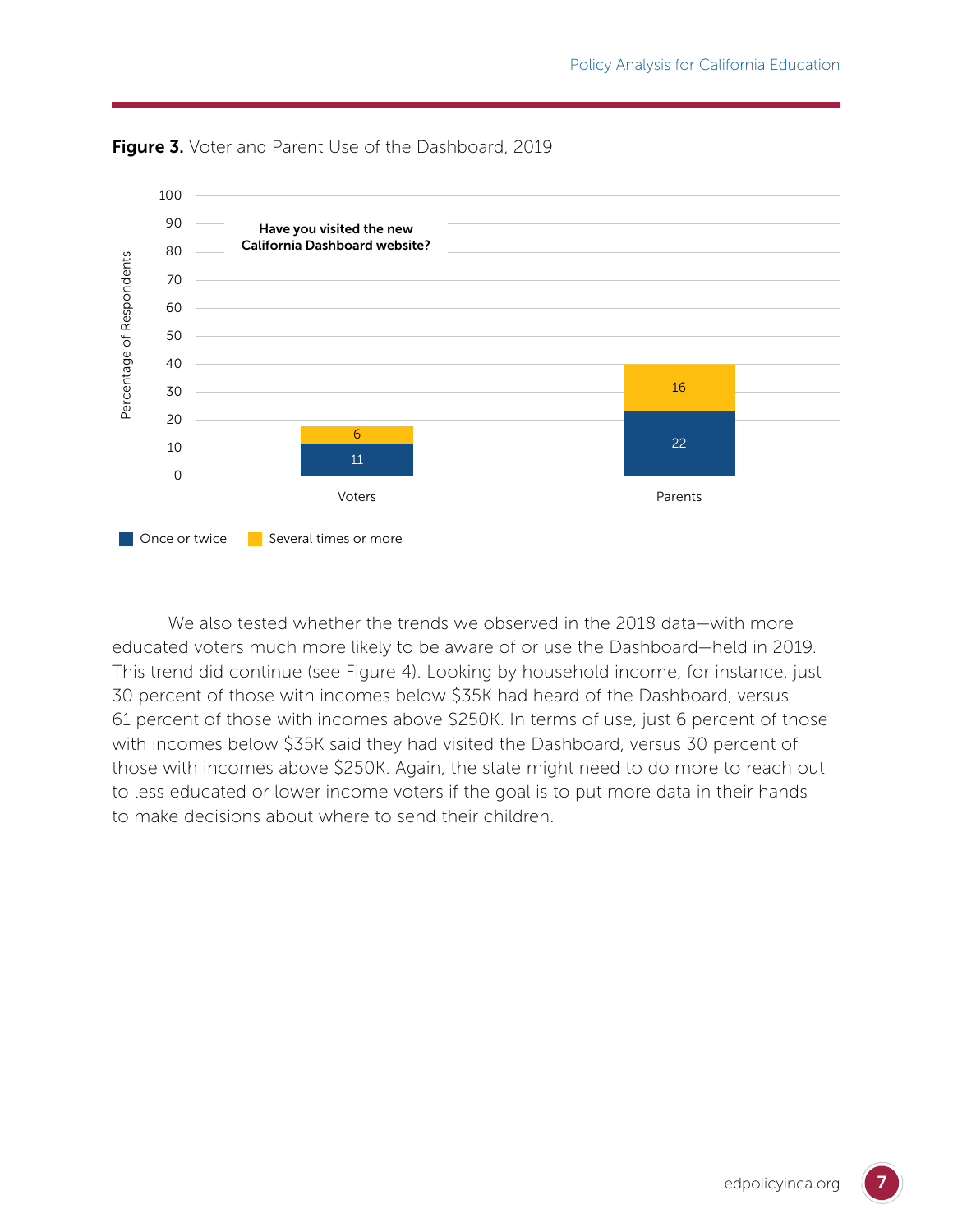**Figure 3.** Voter and Parent Use of the Dashboard, 2019

Have you visited the new California Dashboard website?

| | Once or twice | Several times or more |
|---|---|---|
| Voters | 11 | 6 |
| Parents | 22 | 16 |

We also tested whether the trends we observed in the 2018 data—with more educated voters much more likely to be aware of or use the Dashboard—held in 2019. This trend did continue (see Figure 4). Looking by household income, for instance, just 30 percent of those with incomes below $35K had heard of the Dashboard, versus 61 percent of those with incomes above $250K. In terms of use, just 6 percent of those with incomes below $35K said they had visited the Dashboard, versus 30 percent of those with incomes above $250K. Again, the state might need to do more to reach out to less educated or lower income voters if the goal is to put more data in their hands to make decisions about where to send their children.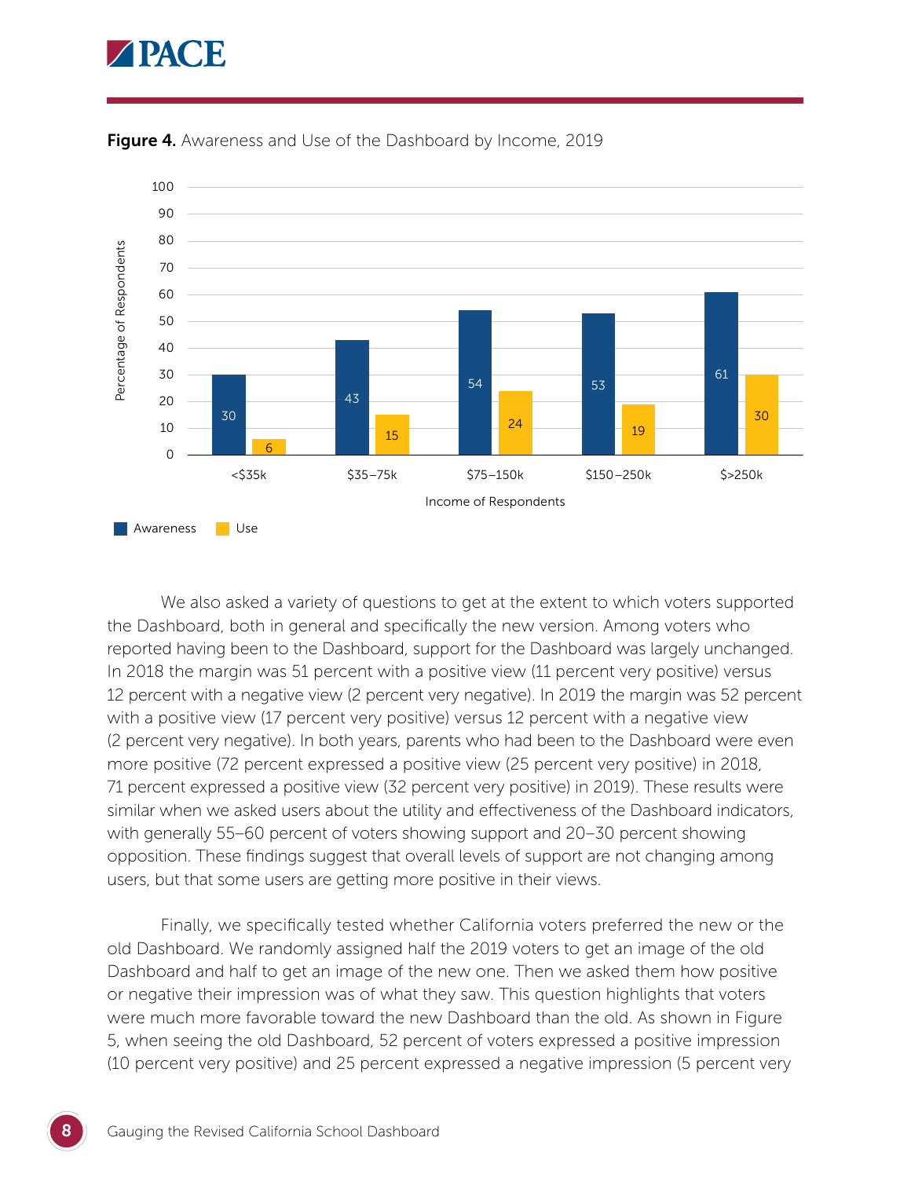**Figure 4.** Awareness and Use of the Dashboard by Income, 2019

| Income of Respondents | Awareness | Use |
|---|---|---|
| <$35k | 30 | 6 |
| $35–75k | 43 | 15 |
| $75–150k | 54 | 24 |
| $150–250k | 53 | 19 |
| $>250k | 61 | 30 |

We also asked a variety of questions to get at the extent to which voters supported the Dashboard, both in general and specifically the new version. Among voters who reported having been to the Dashboard, support for the Dashboard was largely unchanged. In 2018 the margin was 51 percent with a positive view (11 percent very positive) versus 12 percent with a negative view (2 percent very negative). In 2019 the margin was 52 percent with a positive view (17 percent very positive) versus 12 percent with a negative view (2 percent very negative). In both years, parents who had been to the Dashboard were even more positive (72 percent expressed a positive view (25 percent very positive) in 2018, 71 percent expressed a positive view (32 percent very positive) in 2019). These results were similar when we asked users about the utility and effectiveness of the Dashboard indicators, with generally 55–60 percent of voters showing support and 20–30 percent showing opposition. These findings suggest that overall levels of support are not changing among users, but that some users are getting more positive in their views.

Finally, we specifically tested whether California voters preferred the new or the old Dashboard. We randomly assigned half the 2019 voters to get an image of the old Dashboard and half to get an image of the new one. Then we asked them how positive or negative their impression was of what they saw. This question highlights that voters were much more favorable toward the new Dashboard than the old. As shown in Figure 5, when seeing the old Dashboard, 52 percent of voters expressed a positive impression (10 percent very positive) and 25 percent expressed a negative impression (5 percent very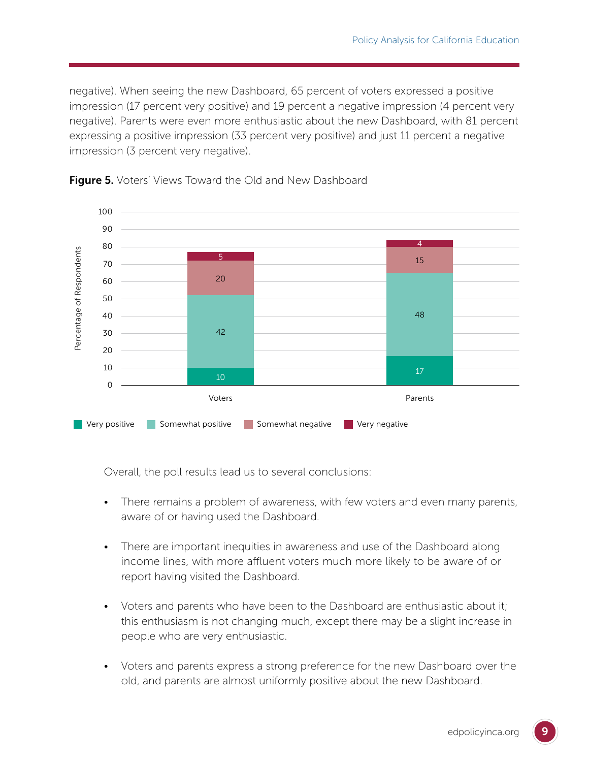negative). When seeing the new Dashboard, 65 percent of voters expressed a positive impression (17 percent very positive) and 19 percent a negative impression (4 percent very negative). Parents were even more enthusiastic about the new Dashboard, with 81 percent expressing a positive impression (33 percent very positive) and just 11 percent a negative impression (3 percent very negative).

**Figure 5.** Voters' Views Toward the Old and New Dashboard

| Percentage of Respondents | Very positive | Somewhat positive | Somewhat negative | Very negative |
|---|---|---|---|---|
| Voters | 10 | 42 | 20 | 5 |
| Parents | 17 | 48 | 15 | 4 |

Overall, the poll results lead us to several conclusions:

- There remains a problem of awareness, with few voters and even many parents, aware of or having used the Dashboard.
- There are important inequities in awareness and use of the Dashboard along income lines, with more affluent voters much more likely to be aware of or report having visited the Dashboard.
- Voters and parents who have been to the Dashboard are enthusiastic about it; this enthusiasm is not changing much, except there may be a slight increase in people who are very enthusiastic.
- Voters and parents express a strong preference for the new Dashboard over the old, and parents are almost uniformly positive about the new Dashboard.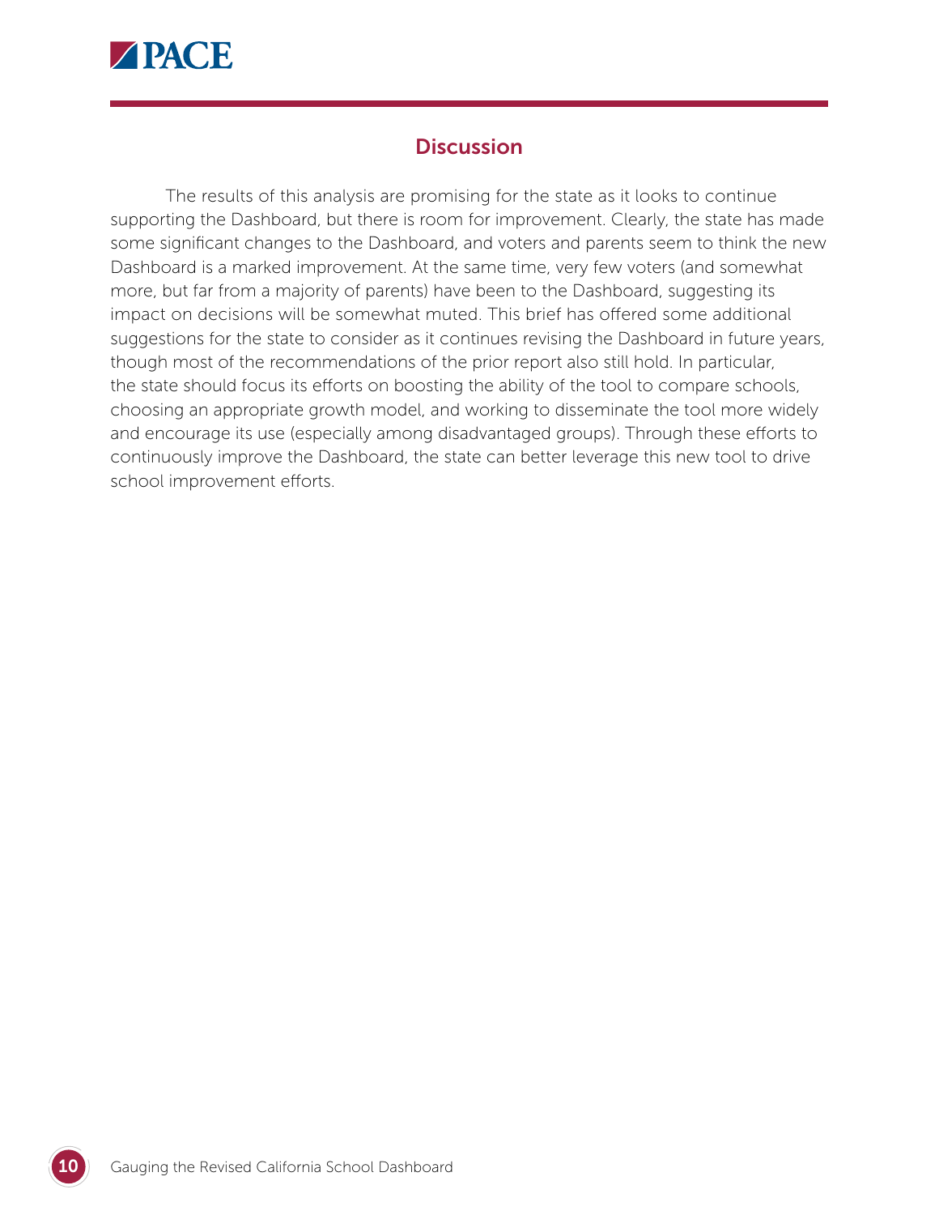## Discussion

The results of this analysis are promising for the state as it looks to continue supporting the Dashboard, but there is room for improvement. Clearly, the state has made some significant changes to the Dashboard, and voters and parents seem to think the new Dashboard is a marked improvement. At the same time, very few voters (and somewhat more, but far from a majority of parents) have been to the Dashboard, suggesting its impact on decisions will be somewhat muted. This brief has offered some additional suggestions for the state to consider as it continues revising the Dashboard in future years, though most of the recommendations of the prior report also still hold. In particular, the state should focus its efforts on boosting the ability of the tool to compare schools, choosing an appropriate growth model, and working to disseminate the tool more widely and encourage its use (especially among disadvantaged groups). Through these efforts to continuously improve the Dashboard, the state can better leverage this new tool to drive school improvement efforts.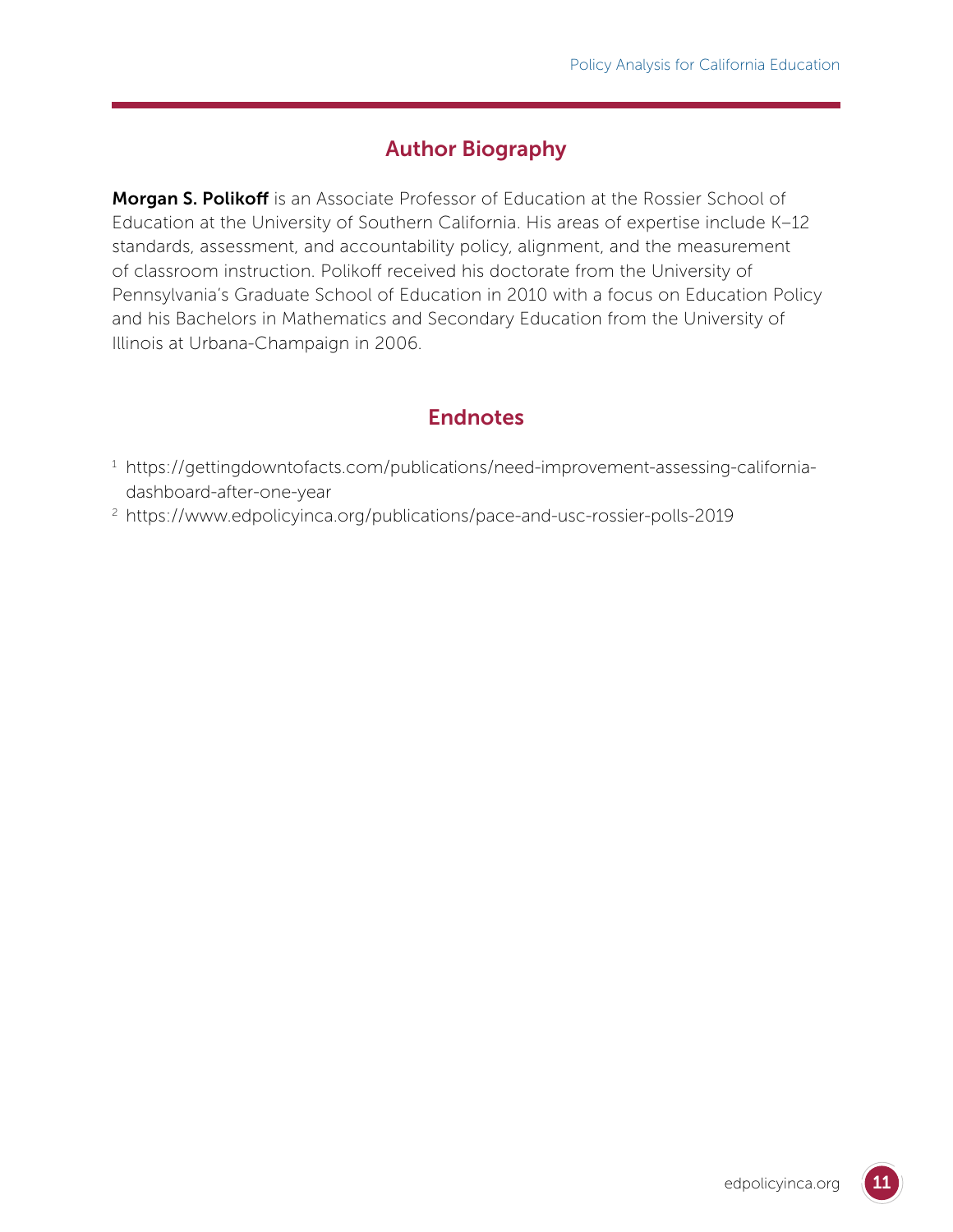## Author Biography

**Morgan S. Polikoff** is an Associate Professor of Education at the Rossier School of Education at the University of Southern California. His areas of expertise include K–12 standards, assessment, and accountability policy, alignment, and the measurement of classroom instruction. Polikoff received his doctorate from the University of Pennsylvania's Graduate School of Education in 2010 with a focus on Education Policy and his Bachelors in Mathematics and Secondary Education from the University of Illinois at Urbana-Champaign in 2006.

## Endnotes

[1] https://gettingdowntofacts.com/publications/need-improvement-assessing-california-dashboard-after-one-year

[2] https://www.edpolicyinca.org/publications/pace-and-usc-rossier-polls-2019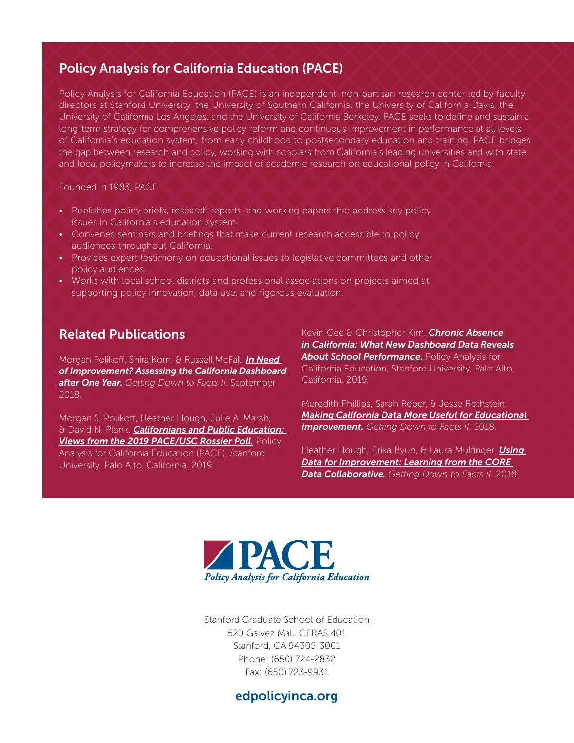## Policy Analysis for California Education (PACE)

Policy Analysis for California Education (PACE) is an independent, non-partisan research center led by faculty directors at Stanford University, the University of Southern California, the University of California Davis, the University of California Los Angeles, and the University of California Berkeley. PACE seeks to define and sustain a long-term strategy for comprehensive policy reform and continuous improvement in performance at all levels of California's education system, from early childhood to postsecondary education and training. PACE bridges the gap between research and policy, working with scholars from California's leading universities and with state and local policymakers to increase the impact of academic research on educational policy in California.

Founded in 1983, PACE

- Publishes policy briefs, research reports, and working papers that address key policy issues in California's education system.
- Convenes seminars and briefings that make current research accessible to policy audiences throughout California.
- Provides expert testimony on educational issues to legislative committees and other policy audiences.
- Works with local school districts and professional associations on projects aimed at supporting policy innovation, data use, and rigorous evaluation.

## Related Publications

Morgan Polikoff, Shira Korn, & Russell McFall. ***In Need of Improvement? Assessing the California Dashboard after One Year.*** *Getting Down to Facts II*. September 2018.

Morgan S. Polikoff, Heather Hough, Julie A. Marsh, & David N. Plank. ***Californians and Public Education: Views from the 2019 PACE/USC Rossier Poll.*** Policy Analysis for California Education (PACE), Stanford University, Palo Alto, California. 2019.

Kevin Gee & Christopher Kim. ***Chronic Absence in California: What New Dashboard Data Reveals About School Performance.*** Policy Analysis for California Education, Stanford University, Palo Alto, California. 2019.

Meredith Phillips, Sarah Reber, & Jesse Rothstein. ***Making California Data More Useful for Educational Improvement.*** *Getting Down to Facts II*. 2018.

Heather Hough, Erika Byun, & Laura Mulfinger. ***Using Data for Improvement: Learning from the CORE Data Collaborative.*** *Getting Down to Facts II*. 2018.

PACE
Policy Analysis for California Education

Stanford Graduate School of Education
520 Galvez Mall, CERAS 401
Stanford, CA 94305-3001
Phone: (650) 724-2832
Fax: (650) 723-9931

edpolicyinca.org